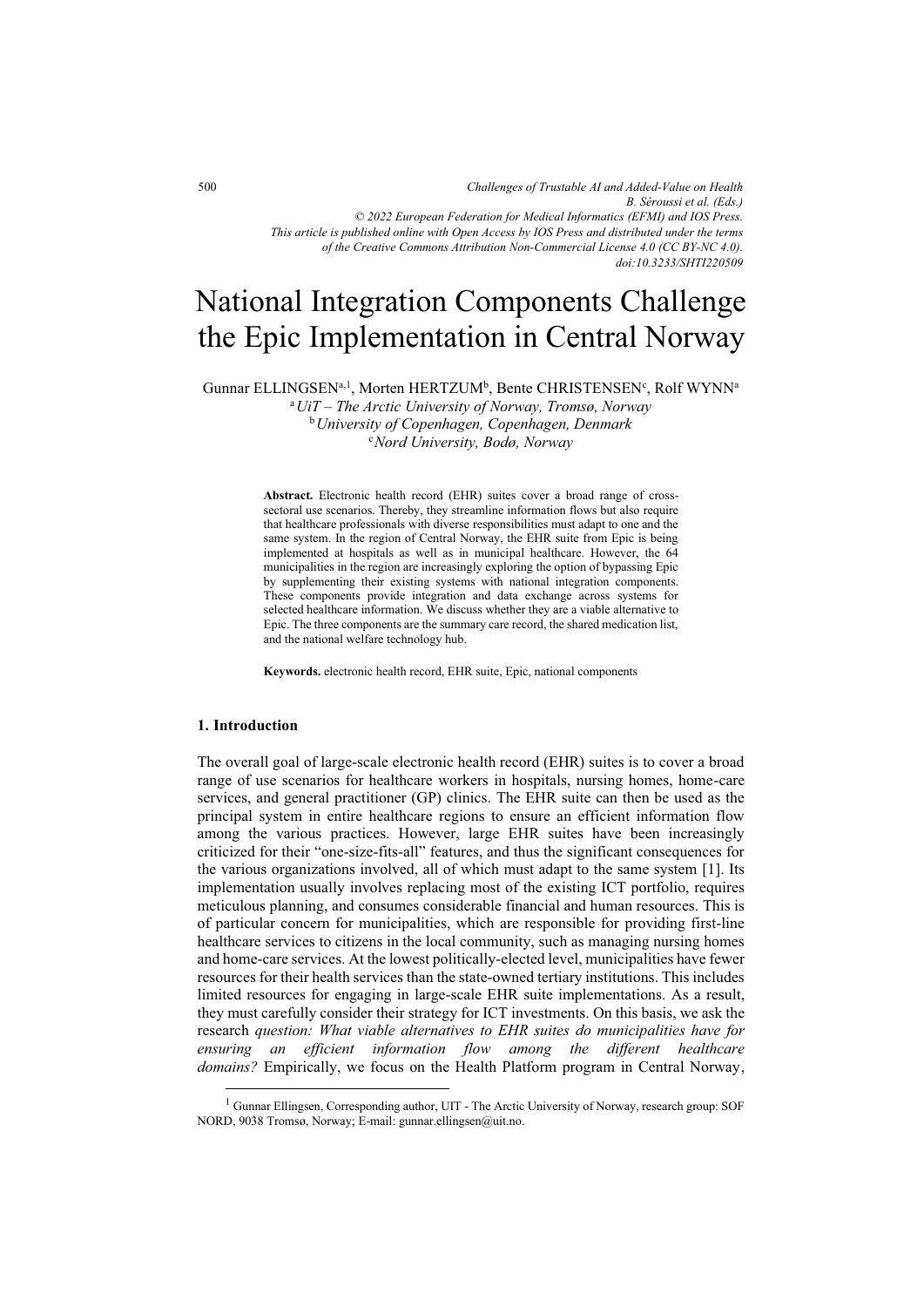# National Integration Components Challenge the Epic Implementation in Central Norway

Gunnar ELLINGSEN[a,1], Morten HERTZUM[b], Bente CHRISTENSEN[c], Rolf WYNN[a]

[a] *UiT – The Arctic University of Norway, Tromsø, Norway*
[b] *University of Copenhagen, Copenhagen, Denmark*
[c] *Nord University, Bodø, Norway*

**Abstract.** Electronic health record (EHR) suites cover a broad range of cross-sectoral use scenarios. Thereby, they streamline information flows but also require that healthcare professionals with diverse responsibilities must adapt to one and the same system. In the region of Central Norway, the EHR suite from Epic is being implemented at hospitals as well as in municipal healthcare. However, the 64 municipalities in the region are increasingly exploring the option of bypassing Epic by supplementing their existing systems with national integration components. These components provide integration and data exchange across systems for selected healthcare information. We discuss whether they are a viable alternative to Epic. The three components are the summary care record, the shared medication list, and the national welfare technology hub.

**Keywords.** electronic health record, EHR suite, Epic, national components

## 1. Introduction

The overall goal of large-scale electronic health record (EHR) suites is to cover a broad range of use scenarios for healthcare workers in hospitals, nursing homes, home-care services, and general practitioner (GP) clinics. The EHR suite can then be used as the principal system in entire healthcare regions to ensure an efficient information flow among the various practices. However, large EHR suites have been increasingly criticized for their "one-size-fits-all" features, and thus the significant consequences for the various organizations involved, all of which must adapt to the same system [1]. Its implementation usually involves replacing most of the existing ICT portfolio, requires meticulous planning, and consumes considerable financial and human resources. This is of particular concern for municipalities, which are responsible for providing first-line healthcare services to citizens in the local community, such as managing nursing homes and home-care services. At the lowest politically-elected level, municipalities have fewer resources for their health services than the state-owned tertiary institutions. This includes limited resources for engaging in large-scale EHR suite implementations. As a result, they must carefully consider their strategy for ICT investments. On this basis, we ask the research *question: What viable alternatives to EHR suites do municipalities have for ensuring an efficient information flow among the different healthcare domains?* Empirically, we focus on the Health Platform program in Central Norway,

[1] Gunnar Ellingsen, Corresponding author, UIT - The Arctic University of Norway, research group: SOF NORD, 9038 Tromsø, Norway; E-mail: gunnar.ellingsen@uit.no.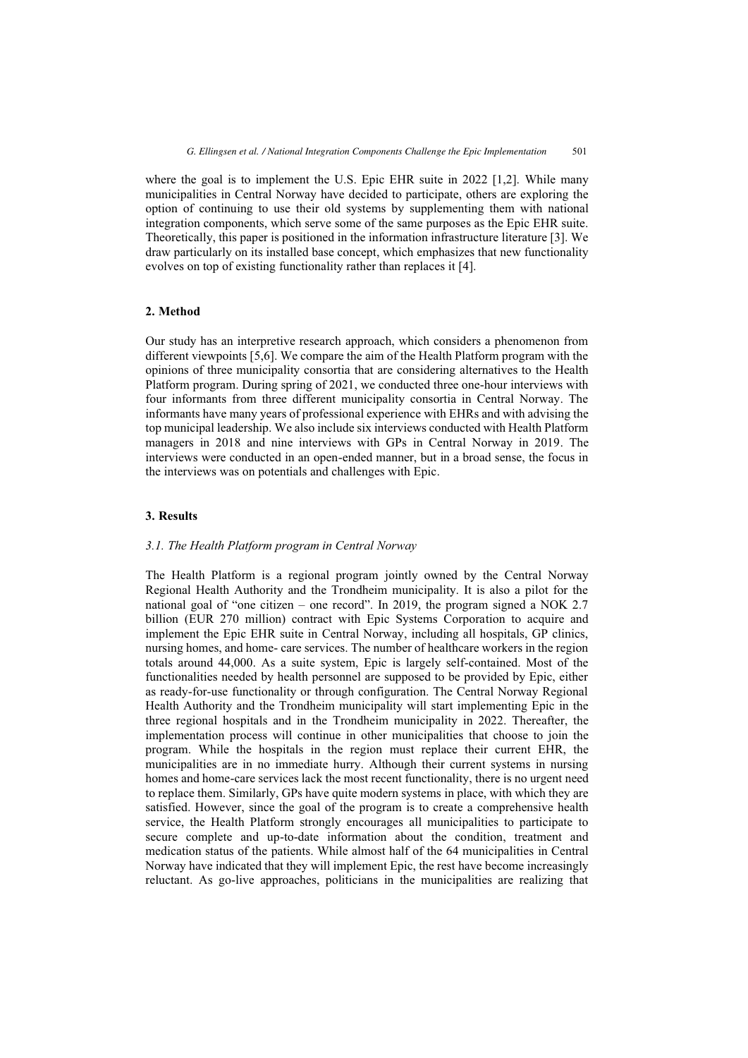where the goal is to implement the U.S. Epic EHR suite in 2022 [1,2]. While many municipalities in Central Norway have decided to participate, others are exploring the option of continuing to use their old systems by supplementing them with national integration components, which serve some of the same purposes as the Epic EHR suite. Theoretically, this paper is positioned in the information infrastructure literature [3]. We draw particularly on its installed base concept, which emphasizes that new functionality evolves on top of existing functionality rather than replaces it [4].

## 2. Method

Our study has an interpretive research approach, which considers a phenomenon from different viewpoints [5,6]. We compare the aim of the Health Platform program with the opinions of three municipality consortia that are considering alternatives to the Health Platform program. During spring of 2021, we conducted three one-hour interviews with four informants from three different municipality consortia in Central Norway. The informants have many years of professional experience with EHRs and with advising the top municipal leadership. We also include six interviews conducted with Health Platform managers in 2018 and nine interviews with GPs in Central Norway in 2019. The interviews were conducted in an open-ended manner, but in a broad sense, the focus in the interviews was on potentials and challenges with Epic.

## 3. Results

### *3.1. The Health Platform program in Central Norway*

The Health Platform is a regional program jointly owned by the Central Norway Regional Health Authority and the Trondheim municipality. It is also a pilot for the national goal of "one citizen – one record". In 2019, the program signed a NOK 2.7 billion (EUR 270 million) contract with Epic Systems Corporation to acquire and implement the Epic EHR suite in Central Norway, including all hospitals, GP clinics, nursing homes, and home- care services. The number of healthcare workers in the region totals around 44,000. As a suite system, Epic is largely self-contained. Most of the functionalities needed by health personnel are supposed to be provided by Epic, either as ready-for-use functionality or through configuration. The Central Norway Regional Health Authority and the Trondheim municipality will start implementing Epic in the three regional hospitals and in the Trondheim municipality in 2022. Thereafter, the implementation process will continue in other municipalities that choose to join the program. While the hospitals in the region must replace their current EHR, the municipalities are in no immediate hurry. Although their current systems in nursing homes and home-care services lack the most recent functionality, there is no urgent need to replace them. Similarly, GPs have quite modern systems in place, with which they are satisfied. However, since the goal of the program is to create a comprehensive health service, the Health Platform strongly encourages all municipalities to participate to secure complete and up-to-date information about the condition, treatment and medication status of the patients. While almost half of the 64 municipalities in Central Norway have indicated that they will implement Epic, the rest have become increasingly reluctant. As go-live approaches, politicians in the municipalities are realizing that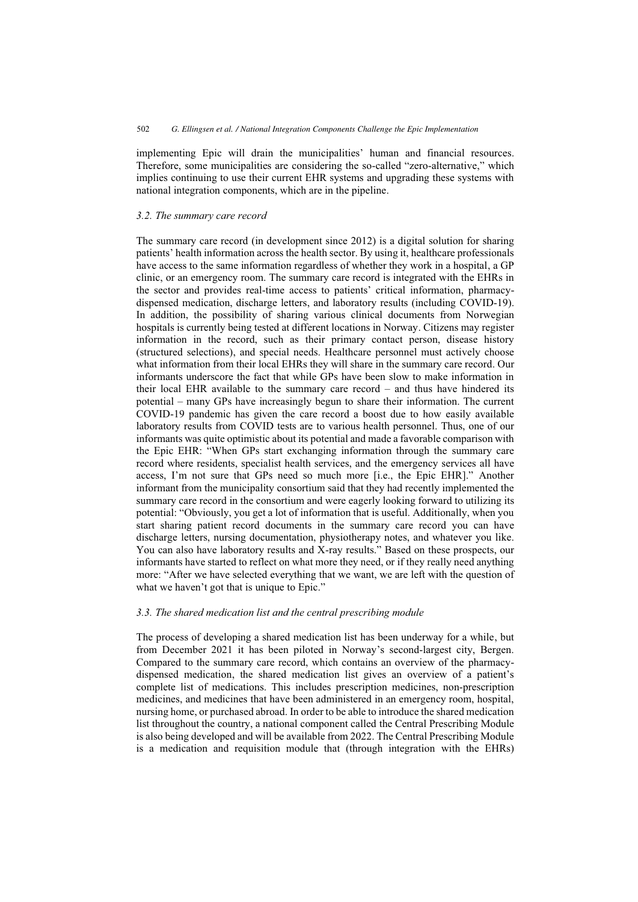implementing Epic will drain the municipalities' human and financial resources. Therefore, some municipalities are considering the so-called "zero-alternative," which implies continuing to use their current EHR systems and upgrading these systems with national integration components, which are in the pipeline.

### *3.2. The summary care record*

The summary care record (in development since 2012) is a digital solution for sharing patients' health information across the health sector. By using it, healthcare professionals have access to the same information regardless of whether they work in a hospital, a GP clinic, or an emergency room. The summary care record is integrated with the EHRs in the sector and provides real-time access to patients' critical information, pharmacy-dispensed medication, discharge letters, and laboratory results (including COVID-19). In addition, the possibility of sharing various clinical documents from Norwegian hospitals is currently being tested at different locations in Norway. Citizens may register information in the record, such as their primary contact person, disease history (structured selections), and special needs. Healthcare personnel must actively choose what information from their local EHRs they will share in the summary care record. Our informants underscore the fact that while GPs have been slow to make information in their local EHR available to the summary care record – and thus have hindered its potential – many GPs have increasingly begun to share their information. The current COVID-19 pandemic has given the care record a boost due to how easily available laboratory results from COVID tests are to various health personnel. Thus, one of our informants was quite optimistic about its potential and made a favorable comparison with the Epic EHR: "When GPs start exchanging information through the summary care record where residents, specialist health services, and the emergency services all have access, I'm not sure that GPs need so much more [i.e., the Epic EHR]." Another informant from the municipality consortium said that they had recently implemented the summary care record in the consortium and were eagerly looking forward to utilizing its potential: "Obviously, you get a lot of information that is useful. Additionally, when you start sharing patient record documents in the summary care record you can have discharge letters, nursing documentation, physiotherapy notes, and whatever you like. You can also have laboratory results and X-ray results." Based on these prospects, our informants have started to reflect on what more they need, or if they really need anything more: "After we have selected everything that we want, we are left with the question of what we haven't got that is unique to Epic."

### *3.3. The shared medication list and the central prescribing module*

The process of developing a shared medication list has been underway for a while, but from December 2021 it has been piloted in Norway's second-largest city, Bergen. Compared to the summary care record, which contains an overview of the pharmacy-dispensed medication, the shared medication list gives an overview of a patient's complete list of medications. This includes prescription medicines, non-prescription medicines, and medicines that have been administered in an emergency room, hospital, nursing home, or purchased abroad. In order to be able to introduce the shared medication list throughout the country, a national component called the Central Prescribing Module is also being developed and will be available from 2022. The Central Prescribing Module is a medication and requisition module that (through integration with the EHRs)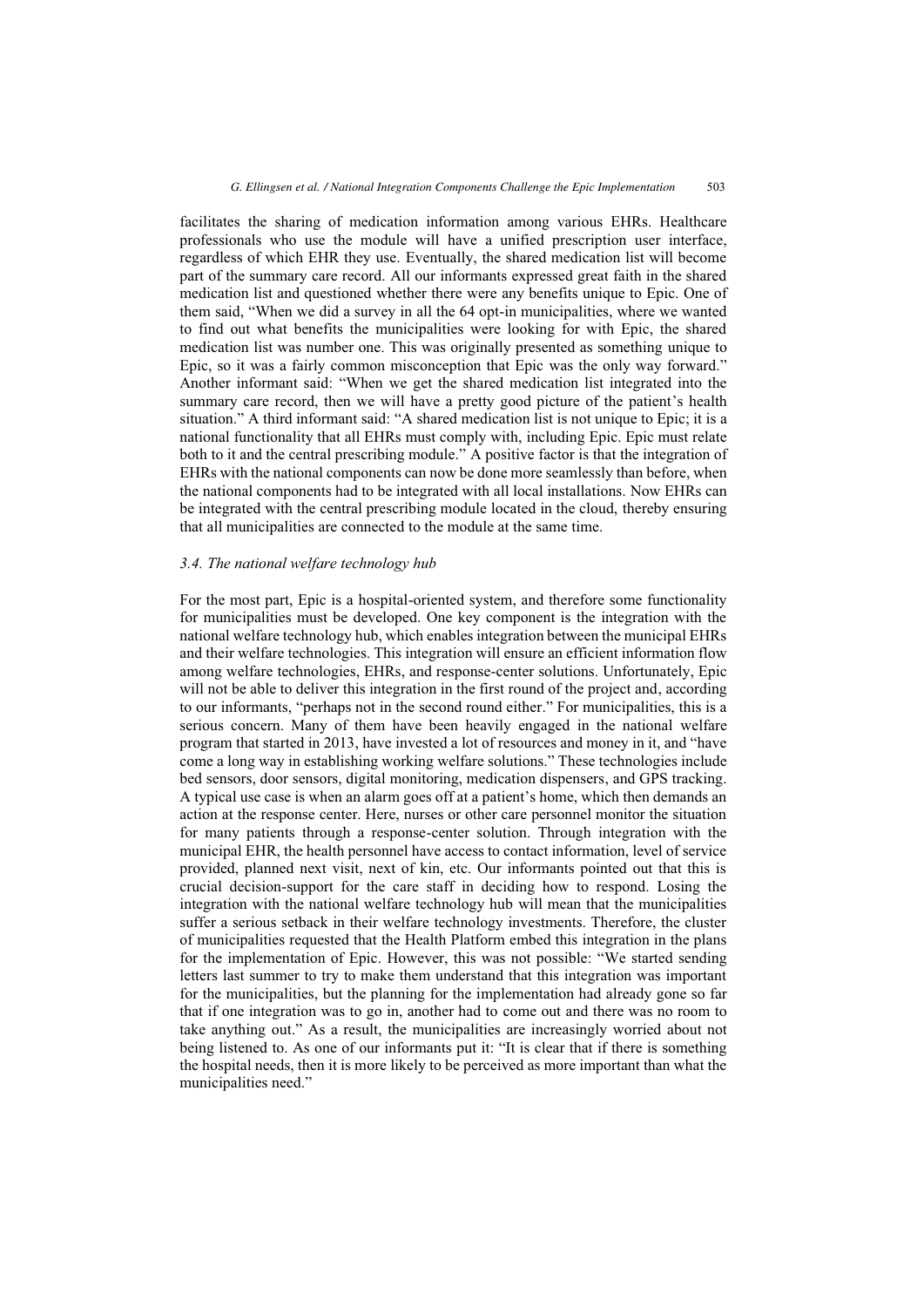facilitates the sharing of medication information among various EHRs. Healthcare professionals who use the module will have a unified prescription user interface, regardless of which EHR they use. Eventually, the shared medication list will become part of the summary care record. All our informants expressed great faith in the shared medication list and questioned whether there were any benefits unique to Epic. One of them said, "When we did a survey in all the 64 opt-in municipalities, where we wanted to find out what benefits the municipalities were looking for with Epic, the shared medication list was number one. This was originally presented as something unique to Epic, so it was a fairly common misconception that Epic was the only way forward." Another informant said: "When we get the shared medication list integrated into the summary care record, then we will have a pretty good picture of the patient's health situation." A third informant said: "A shared medication list is not unique to Epic; it is a national functionality that all EHRs must comply with, including Epic. Epic must relate both to it and the central prescribing module." A positive factor is that the integration of EHRs with the national components can now be done more seamlessly than before, when the national components had to be integrated with all local installations. Now EHRs can be integrated with the central prescribing module located in the cloud, thereby ensuring that all municipalities are connected to the module at the same time.

### *3.4. The national welfare technology hub*

For the most part, Epic is a hospital-oriented system, and therefore some functionality for municipalities must be developed. One key component is the integration with the national welfare technology hub, which enables integration between the municipal EHRs and their welfare technologies. This integration will ensure an efficient information flow among welfare technologies, EHRs, and response-center solutions. Unfortunately, Epic will not be able to deliver this integration in the first round of the project and, according to our informants, "perhaps not in the second round either." For municipalities, this is a serious concern. Many of them have been heavily engaged in the national welfare program that started in 2013, have invested a lot of resources and money in it, and "have come a long way in establishing working welfare solutions." These technologies include bed sensors, door sensors, digital monitoring, medication dispensers, and GPS tracking. A typical use case is when an alarm goes off at a patient's home, which then demands an action at the response center. Here, nurses or other care personnel monitor the situation for many patients through a response-center solution. Through integration with the municipal EHR, the health personnel have access to contact information, level of service provided, planned next visit, next of kin, etc. Our informants pointed out that this is crucial decision-support for the care staff in deciding how to respond. Losing the integration with the national welfare technology hub will mean that the municipalities suffer a serious setback in their welfare technology investments. Therefore, the cluster of municipalities requested that the Health Platform embed this integration in the plans for the implementation of Epic. However, this was not possible: "We started sending letters last summer to try to make them understand that this integration was important for the municipalities, but the planning for the implementation had already gone so far that if one integration was to go in, another had to come out and there was no room to take anything out." As a result, the municipalities are increasingly worried about not being listened to. As one of our informants put it: "It is clear that if there is something the hospital needs, then it is more likely to be perceived as more important than what the municipalities need."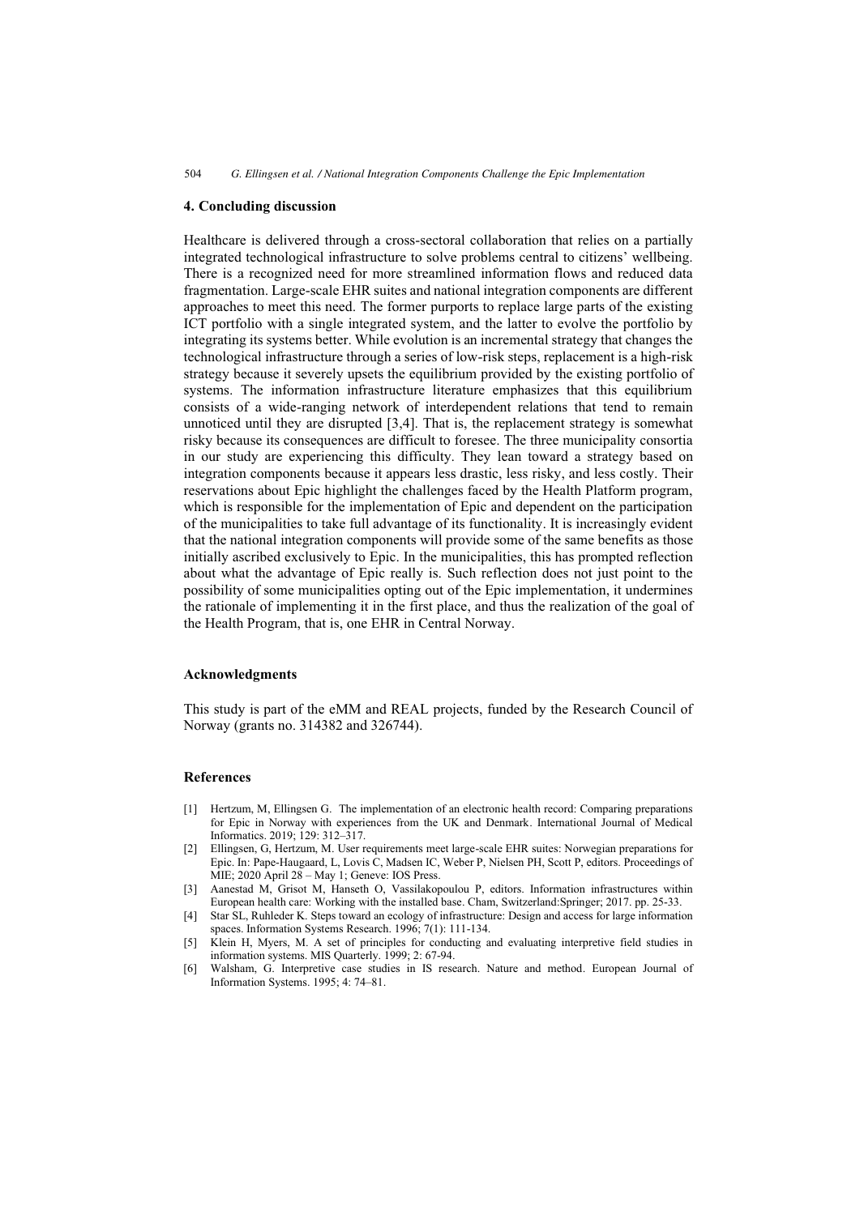## 4. Concluding discussion

Healthcare is delivered through a cross-sectoral collaboration that relies on a partially integrated technological infrastructure to solve problems central to citizens' wellbeing. There is a recognized need for more streamlined information flows and reduced data fragmentation. Large-scale EHR suites and national integration components are different approaches to meet this need. The former purports to replace large parts of the existing ICT portfolio with a single integrated system, and the latter to evolve the portfolio by integrating its systems better. While evolution is an incremental strategy that changes the technological infrastructure through a series of low-risk steps, replacement is a high-risk strategy because it severely upsets the equilibrium provided by the existing portfolio of systems. The information infrastructure literature emphasizes that this equilibrium consists of a wide-ranging network of interdependent relations that tend to remain unnoticed until they are disrupted [3,4]. That is, the replacement strategy is somewhat risky because its consequences are difficult to foresee. The three municipality consortia in our study are experiencing this difficulty. They lean toward a strategy based on integration components because it appears less drastic, less risky, and less costly. Their reservations about Epic highlight the challenges faced by the Health Platform program, which is responsible for the implementation of Epic and dependent on the participation of the municipalities to take full advantage of its functionality. It is increasingly evident that the national integration components will provide some of the same benefits as those initially ascribed exclusively to Epic. In the municipalities, this has prompted reflection about what the advantage of Epic really is. Such reflection does not just point to the possibility of some municipalities opting out of the Epic implementation, it undermines the rationale of implementing it in the first place, and thus the realization of the goal of the Health Program, that is, one EHR in Central Norway.

### Acknowledgments

This study is part of the eMM and REAL projects, funded by the Research Council of Norway (grants no. 314382 and 326744).

### References

[1] Hertzum, M, Ellingsen G. The implementation of an electronic health record: Comparing preparations for Epic in Norway with experiences from the UK and Denmark. International Journal of Medical Informatics. 2019; 129: 312–317.

[2] Ellingsen, G, Hertzum, M. User requirements meet large-scale EHR suites: Norwegian preparations for Epic. In: Pape-Haugaard, L, Lovis C, Madsen IC, Weber P, Nielsen PH, Scott P, editors. Proceedings of MIE; 2020 April 28 – May 1; Geneve: IOS Press.

[3] Aanestad M, Grisot M, Hanseth O, Vassilakopoulou P, editors. Information infrastructures within European health care: Working with the installed base. Cham, Switzerland:Springer; 2017. pp. 25-33.

[4] Star SL, Ruhleder K. Steps toward an ecology of infrastructure: Design and access for large information spaces. Information Systems Research. 1996; 7(1): 111-134.

[5] Klein H, Myers, M. A set of principles for conducting and evaluating interpretive field studies in information systems. MIS Quarterly. 1999; 2: 67-94.

[6] Walsham, G. Interpretive case studies in IS research. Nature and method. European Journal of Information Systems. 1995; 4: 74–81.